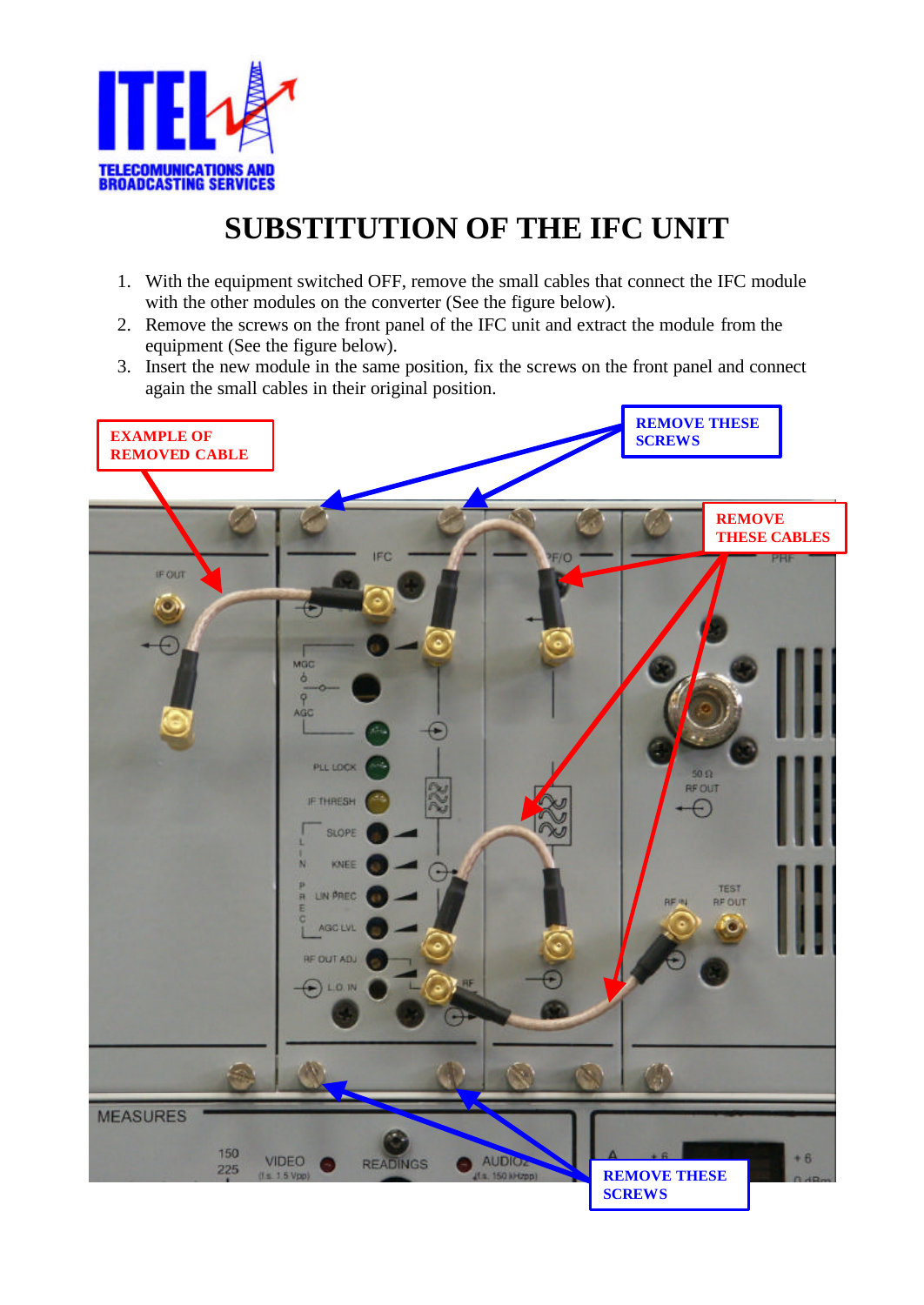ITEL
TELECOMMUNICATIONS AND BROADCASTING SERVICES

# SUBSTITUTION OF THE IFC UNIT

1. With the equipment switched OFF, remove the small cables that connect the IFC module with the other modules on the converter (See the figure below).
2. Remove the screws on the front panel of the IFC unit and extract the module from the equipment (See the figure below).
3. Insert the new module in the same position, fix the screws on the front panel and connect again the small cables in their original position.

EXAMPLE OF REMOVED CABLE

REMOVE THESE SCREWS

REMOVE THESE CABLES

REMOVE THESE SCREWS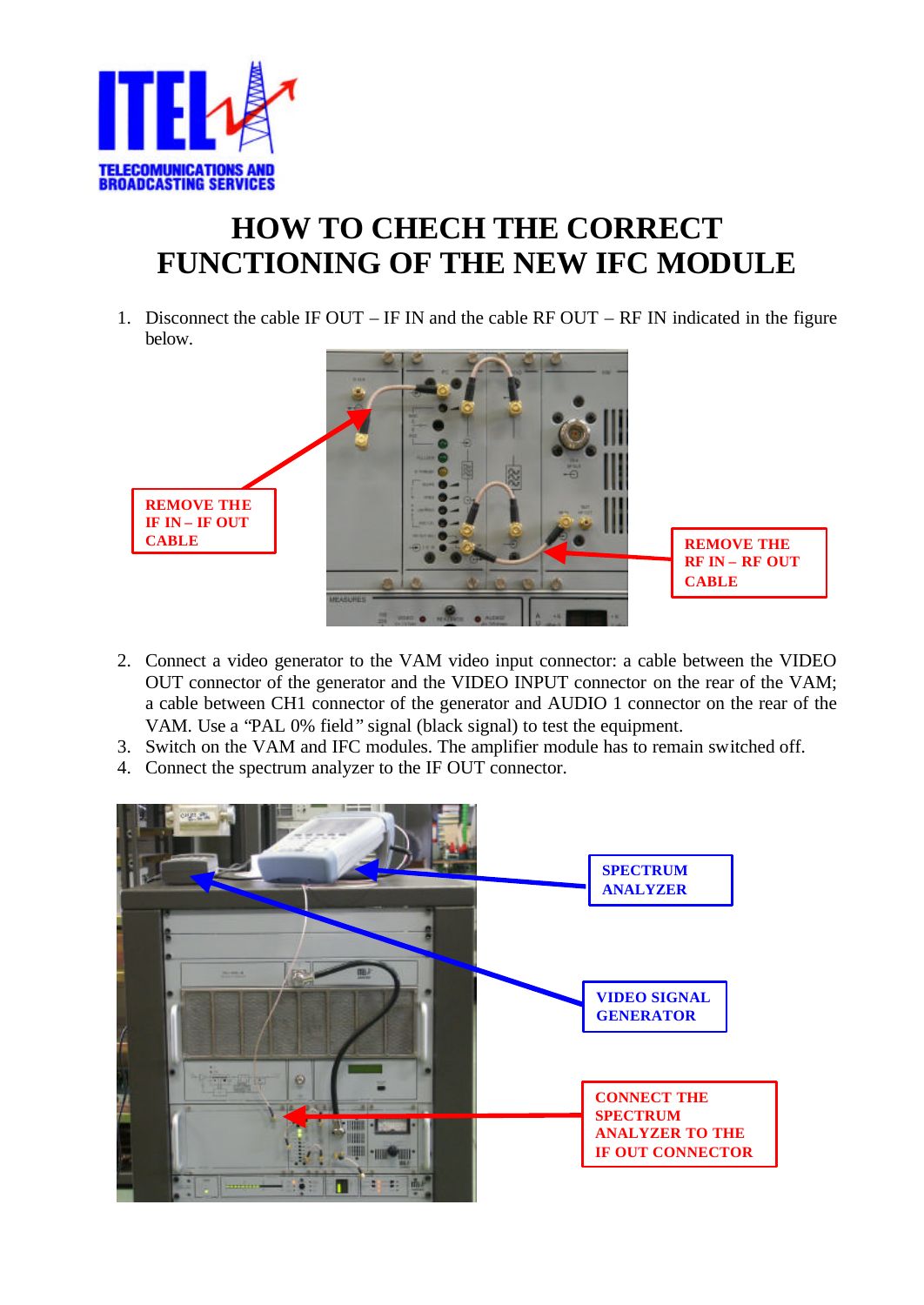# HOW TO CHECH THE CORRECT FUNCTIONING OF THE NEW IFC MODULE

1. Disconnect the cable IF OUT – IF IN and the cable RF OUT – RF IN indicated in the figure below.

**REMOVE THE IF IN – IF OUT CABLE**

**REMOVE THE RF IN – RF OUT CABLE**

2. Connect a video generator to the VAM video input connector: a cable between the VIDEO OUT connector of the generator and the VIDEO INPUT connector on the rear of the VAM; a cable between CH1 connector of the generator and AUDIO 1 connector on the rear of the VAM. Use a "PAL 0% field" signal (black signal) to test the equipment.
3. Switch on the VAM and IFC modules. The amplifier module has to remain switched off.
4. Connect the spectrum analyzer to the IF OUT connector.

**SPECTRUM ANALYZER**

**VIDEO SIGNAL GENERATOR**

**CONNECT THE SPECTRUM ANALYZER TO THE IF OUT CONNECTOR**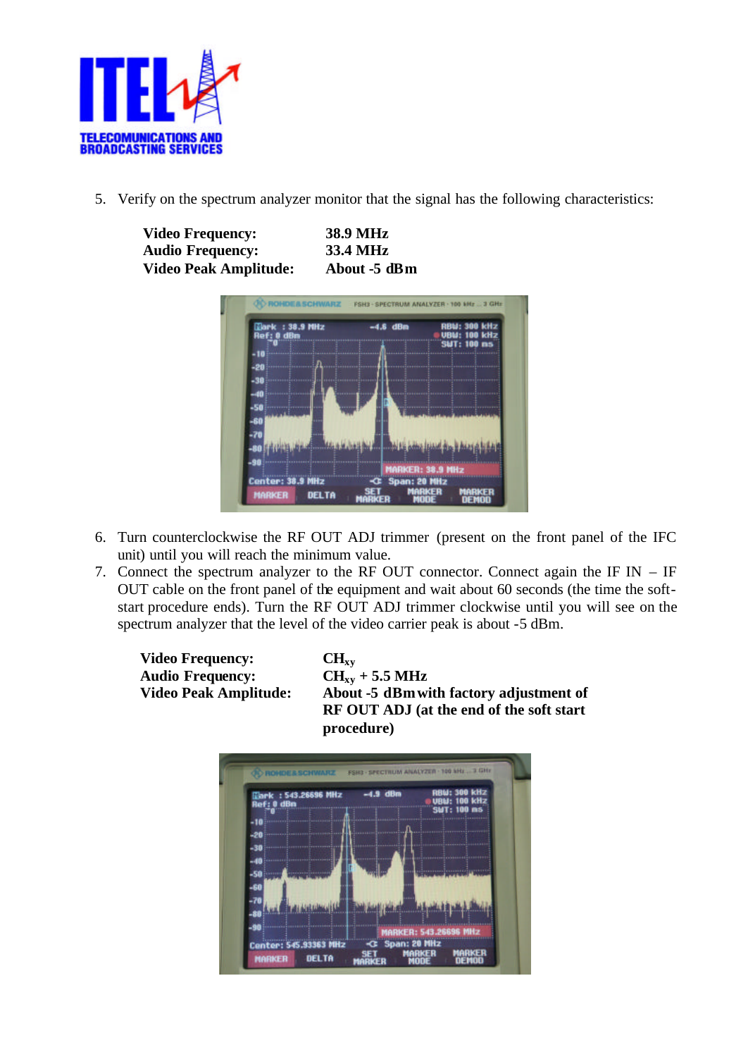5. Verify on the spectrum analyzer monitor that the signal has the following characteristics:

| | |
|---|---|
| **Video Frequency:** | **38.9 MHz** |
| **Audio Frequency:** | **33.4 MHz** |
| **Video Peak Amplitude:** | **About -5 dBm** |

6. Turn counterclockwise the RF OUT ADJ trimmer (present on the front panel of the IFC unit) until you will reach the minimum value.
7. Connect the spectrum analyzer to the RF OUT connector. Connect again the IF IN – IF OUT cable on the front panel of the equipment and wait about 60 seconds (the time the soft-start procedure ends). Turn the RF OUT ADJ trimmer clockwise until you will see on the spectrum analyzer that the level of the video carrier peak is about -5 dBm.

| | |
|---|---|
| **Video Frequency:** | **$CH_{xy}$** |
| **Audio Frequency:** | **$CH_{xy}$ + 5.5 MHz** |
| **Video Peak Amplitude:** | **About -5 dBm with factory adjustment of RF OUT ADJ (at the end of the soft start procedure)** |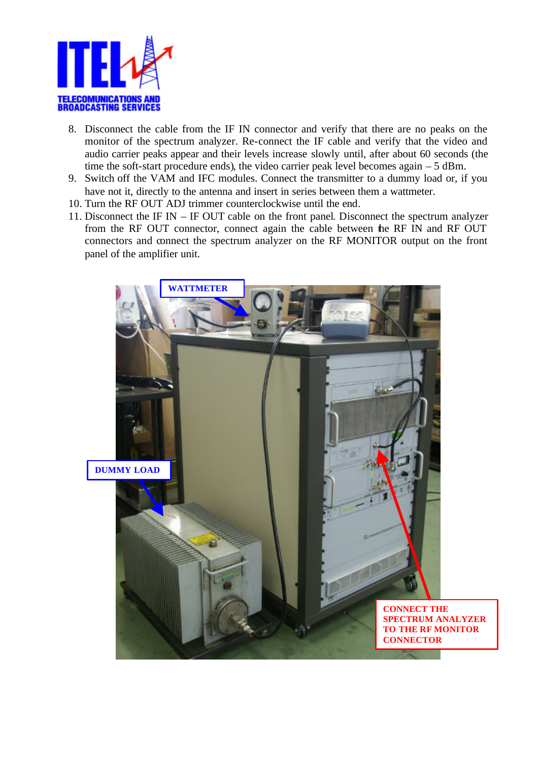8. Disconnect the cable from the IF IN connector and verify that there are no peaks on the monitor of the spectrum analyzer. Re-connect the IF cable and verify that the video and audio carrier peaks appear and their levels increase slowly until, after about 60 seconds (the time the soft-start procedure ends), the video carrier peak level becomes again – 5 dBm.
9. Switch off the VAM and IFC modules. Connect the transmitter to a dummy load or, if you have not it, directly to the antenna and insert in series between them a wattmeter.
10. Turn the RF OUT ADJ trimmer counterclockwise until the end.
11. Disconnect the IF IN – IF OUT cable on the front panel. Disconnect the spectrum analyzer from the RF OUT connector, connect again the cable between the RF IN and RF OUT connectors and connect the spectrum analyzer on the RF MONITOR output on the front panel of the amplifier unit.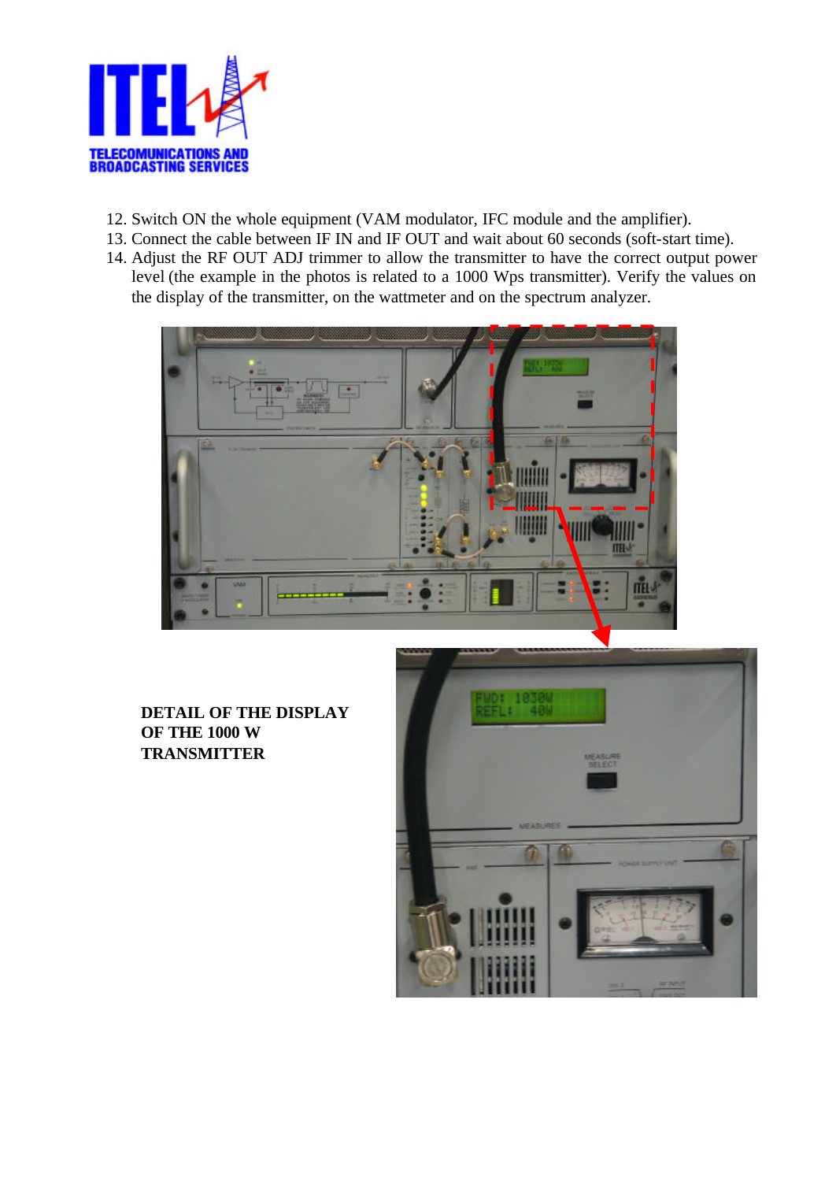12. Switch ON the whole equipment (VAM modulator, IFC module and the amplifier).
13. Connect the cable between IF IN and IF OUT and wait about 60 seconds (soft-start time).
14. Adjust the RF OUT ADJ trimmer to allow the transmitter to have the correct output power level (the example in the photos is related to a 1000 Wps transmitter). Verify the values on the display of the transmitter, on the wattmeter and on the spectrum analyzer.

**DETAIL OF THE DISPLAY OF THE 1000 W TRANSMITTER**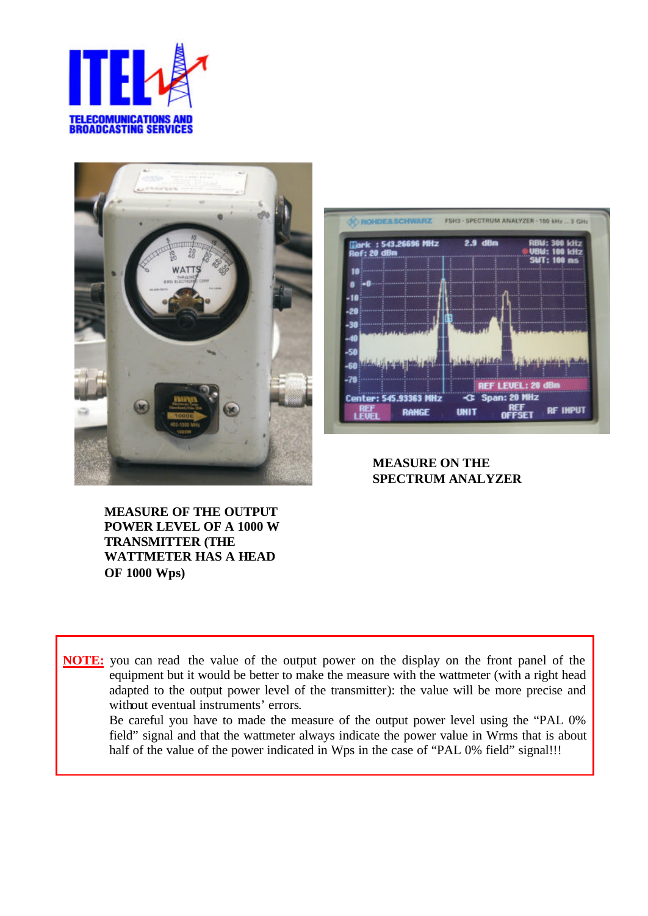**MEASURE OF THE OUTPUT POWER LEVEL OF A 1000 W TRANSMITTER (THE WATTMETER HAS A HEAD OF 1000 Wps)**

**MEASURE ON THE SPECTRUM ANALYZER**

**NOTE:** you can read the value of the output power on the display on the front panel of the equipment but it would be better to make the measure with the wattmeter (with a right head adapted to the output power level of the transmitter): the value will be more precise and without eventual instruments' errors.

Be careful you have to made the measure of the output power level using the "PAL 0% field" signal and that the wattmeter always indicate the power value in Wrms that is about half of the value of the power indicated in Wps in the case of "PAL 0% field" signal!!!